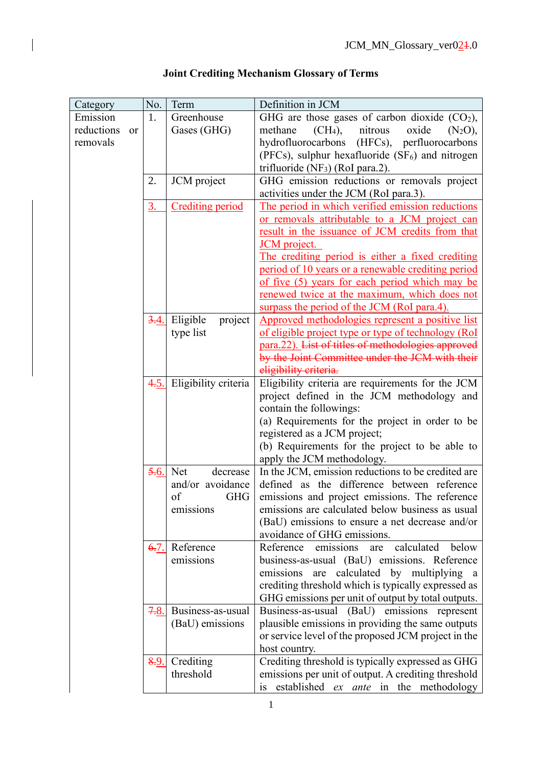JCM_MN_Glossary_ver02~~1~~.0

**Joint Crediting Mechanism Glossary of Terms**

| Category | No. | Term | Definition in JCM |
|---|---|---|---|
| Emission reductions or removals | 1. | Greenhouse Gases (GHG) | GHG are those gases of carbon dioxide ($CO_2$), methane ($CH_4$), nitrous oxide ($N_2O$), hydrofluorocarbons (HFCs), perfluorocarbons (PFCs), sulphur hexafluoride ($SF_6$) and nitrogen trifluoride ($NF_3$) (RoI para.2). |
| | 2. | JCM project | GHG emission reductions or removals project activities under the JCM (RoI para.3). |
| | 3. | Crediting period | The period in which verified emission reductions or removals attributable to a JCM project can result in the issuance of JCM credits from that JCM project. The crediting period is either a fixed crediting period of 10 years or a renewable crediting period of five (5) years for each period which may be renewed twice at the maximum, which does not surpass the period of the JCM (RoI para.4). |
| | ~~3.~~4. | Eligible project type list | Approved methodologies represent a positive list of eligible project type or type of technology (RoI para.22). ~~List of titles of methodologies approved by the Joint Committee under the JCM with their eligibility criteria.~~ |
| | ~~4.~~5. | Eligibility criteria | Eligibility criteria are requirements for the JCM project defined in the JCM methodology and contain the followings:<br>(a) Requirements for the project in order to be registered as a JCM project;<br>(b) Requirements for the project to be able to apply the JCM methodology. |
| | ~~5.~~6. | Net decrease and/or avoidance of GHG emissions | In the JCM, emission reductions to be credited are defined as the difference between reference emissions and project emissions. The reference emissions are calculated below business as usual (BaU) emissions to ensure a net decrease and/or avoidance of GHG emissions. |
| | ~~6.~~7. | Reference emissions | Reference emissions are calculated below business-as-usual (BaU) emissions. Reference emissions are calculated by multiplying a crediting threshold which is typically expressed as GHG emissions per unit of output by total outputs. |
| | ~~7.~~8. | Business-as-usual (BaU) emissions | Business-as-usual (BaU) emissions represent plausible emissions in providing the same outputs or service level of the proposed JCM project in the host country. |
| | ~~8.~~9. | Crediting threshold | Crediting threshold is typically expressed as GHG emissions per unit of output. A crediting threshold is established *ex ante* in the methodology |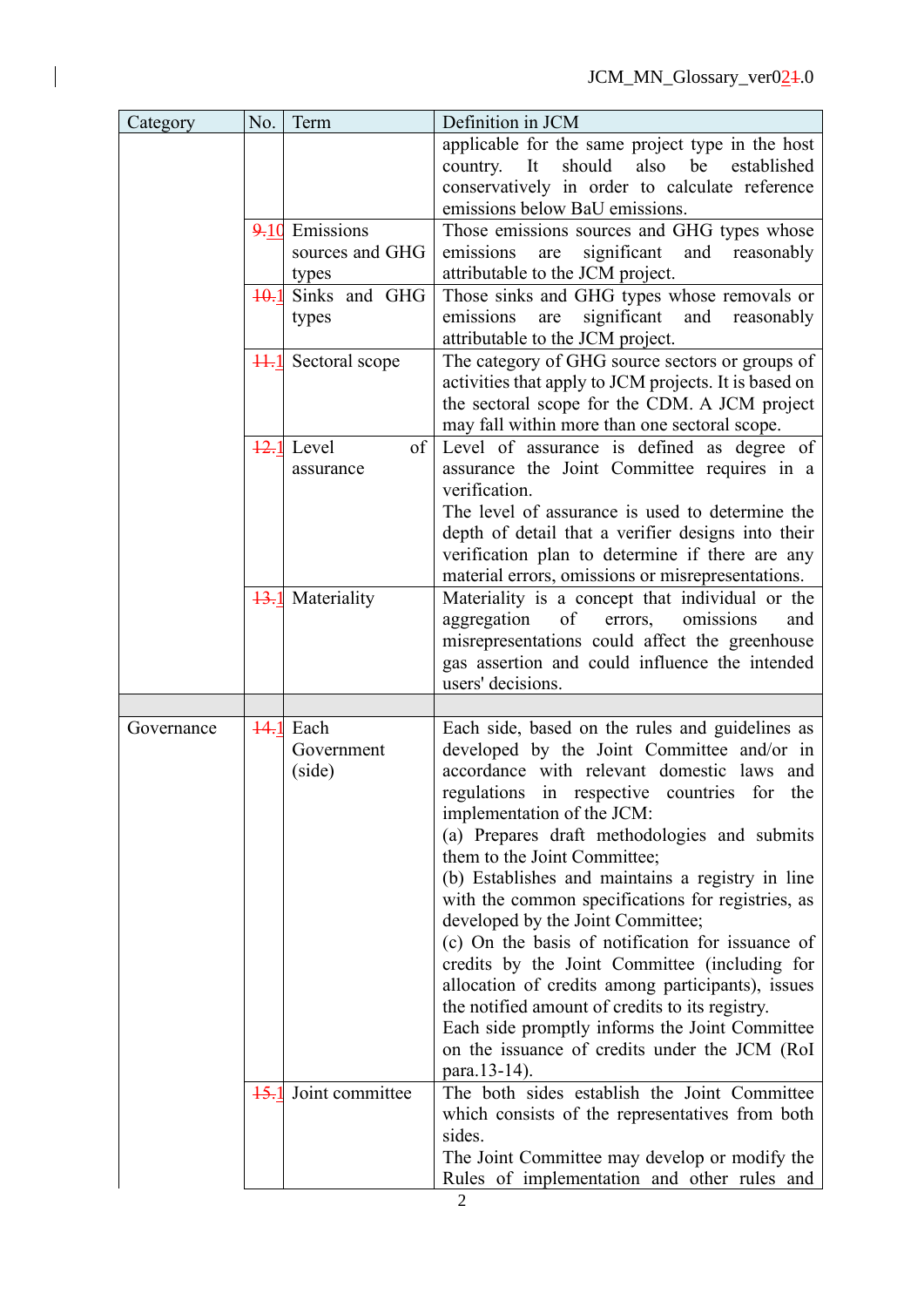| Category | No. | Term | Definition in JCM |
| --- | --- | --- | --- |
| | | | applicable for the same project type in the host country. It should also be established conservatively in order to calculate reference emissions below BaU emissions. |
| | ~~9.~~10 | Emissions sources and GHG types | Those emissions sources and GHG types whose emissions are significant and reasonably attributable to the JCM project. |
| | ~~10.~~1 | Sinks and GHG types | Those sinks and GHG types whose removals or emissions are significant and reasonably attributable to the JCM project. |
| | ~~11.~~1 | Sectoral scope | The category of GHG source sectors or groups of activities that apply to JCM projects. It is based on the sectoral scope for the CDM. A JCM project may fall within more than one sectoral scope. |
| | ~~12.~~1 | Level of assurance | Level of assurance is defined as degree of assurance the Joint Committee requires in a verification.<br>The level of assurance is used to determine the depth of detail that a verifier designs into their verification plan to determine if there are any material errors, omissions or misrepresentations. |
| | ~~13.~~1 | Materiality | Materiality is a concept that individual or the aggregation of errors, omissions and misrepresentations could affect the greenhouse gas assertion and could influence the intended users' decisions. |
| | | | |
| Governance | ~~14.~~1 | Each Government (side) | Each side, based on the rules and guidelines as developed by the Joint Committee and/or in accordance with relevant domestic laws and regulations in respective countries for the implementation of the JCM:<br>(a) Prepares draft methodologies and submits them to the Joint Committee;<br>(b) Establishes and maintains a registry in line with the common specifications for registries, as developed by the Joint Committee;<br>(c) On the basis of notification for issuance of credits by the Joint Committee (including for allocation of credits among participants), issues the notified amount of credits to its registry.<br>Each side promptly informs the Joint Committee on the issuance of credits under the JCM (RoI para.13-14). |
| | ~~15.~~1 | Joint committee | The both sides establish the Joint Committee which consists of the representatives from both sides.<br>The Joint Committee may develop or modify the Rules of implementation and other rules and |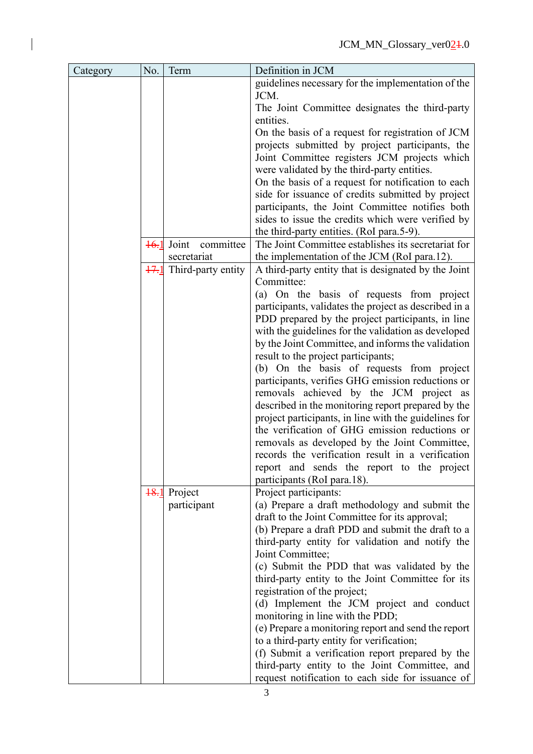| Category | No. | Term | Definition in JCM |
|---|---|---|---|
| | | | guidelines necessary for the implementation of the JCM.<br>The Joint Committee designates the third-party entities.<br>On the basis of a request for registration of JCM projects submitted by project participants, the Joint Committee registers JCM projects which were validated by the third-party entities.<br>On the basis of a request for notification to each side for issuance of credits submitted by project participants, the Joint Committee notifies both sides to issue the credits which were verified by the third-party entities. (RoI para.5-9). |
| | ~~16.~~1 | Joint committee secretariat | The Joint Committee establishes its secretariat for the implementation of the JCM (RoI para.12). |
| | ~~17.~~1 | Third-party entity | A third-party entity that is designated by the Joint Committee:<br>(a) On the basis of requests from project participants, validates the project as described in a PDD prepared by the project participants, in line with the guidelines for the validation as developed by the Joint Committee, and informs the validation result to the project participants;<br>(b) On the basis of requests from project participants, verifies GHG emission reductions or removals achieved by the JCM project as described in the monitoring report prepared by the project participants, in line with the guidelines for the verification of GHG emission reductions or removals as developed by the Joint Committee, records the verification result in a verification report and sends the report to the project participants (RoI para.18). |
| | ~~18.~~1 | Project participant | Project participants:<br>(a) Prepare a draft methodology and submit the draft to the Joint Committee for its approval;<br>(b) Prepare a draft PDD and submit the draft to a third-party entity for validation and notify the Joint Committee;<br>(c) Submit the PDD that was validated by the third-party entity to the Joint Committee for its registration of the project;<br>(d) Implement the JCM project and conduct monitoring in line with the PDD;<br>(e) Prepare a monitoring report and send the report to a third-party entity for verification;<br>(f) Submit a verification report prepared by the third-party entity to the Joint Committee, and request notification to each side for issuance of |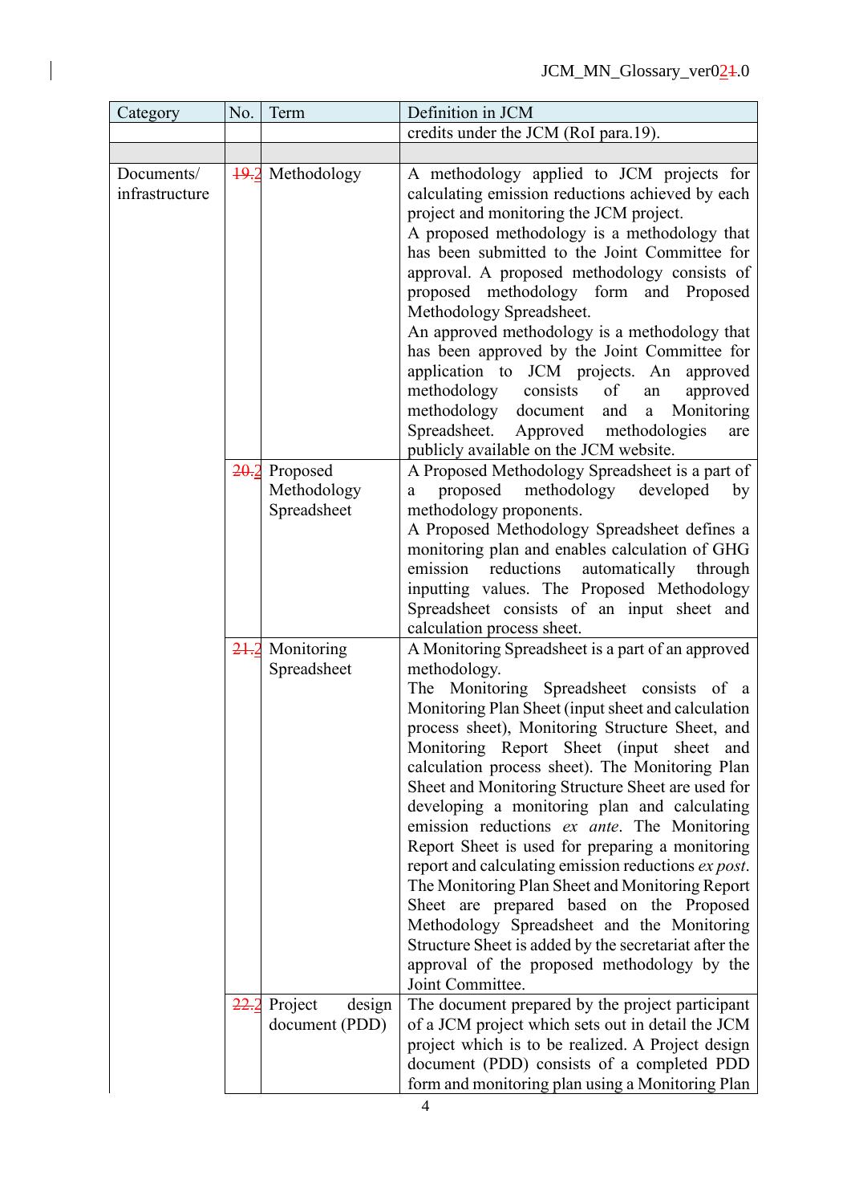| Category | No. | Term | Definition in JCM |
|---|---|---|---|
| | | | credits under the JCM (RoI para.19). |
| | | | |
| Documents/ infrastructure | ~~19.~~2 | Methodology | A methodology applied to JCM projects for calculating emission reductions achieved by each project and monitoring the JCM project. A proposed methodology is a methodology that has been submitted to the Joint Committee for approval. A proposed methodology consists of proposed methodology form and Proposed Methodology Spreadsheet. An approved methodology is a methodology that has been approved by the Joint Committee for application to JCM projects. An approved methodology consists of an approved methodology document and a Monitoring Spreadsheet. Approved methodologies are publicly available on the JCM website. |
| | ~~20.~~2 | Proposed Methodology Spreadsheet | A Proposed Methodology Spreadsheet is a part of a proposed methodology developed by methodology proponents. A Proposed Methodology Spreadsheet defines a monitoring plan and enables calculation of GHG emission reductions automatically through inputting values. The Proposed Methodology Spreadsheet consists of an input sheet and calculation process sheet. |
| | ~~21.~~2 | Monitoring Spreadsheet | A Monitoring Spreadsheet is a part of an approved methodology. The Monitoring Spreadsheet consists of a Monitoring Plan Sheet (input sheet and calculation process sheet), Monitoring Structure Sheet, and Monitoring Report Sheet (input sheet and calculation process sheet). The Monitoring Plan Sheet and Monitoring Structure Sheet are used for developing a monitoring plan and calculating emission reductions *ex ante*. The Monitoring Report Sheet is used for preparing a monitoring report and calculating emission reductions *ex post*. The Monitoring Plan Sheet and Monitoring Report Sheet are prepared based on the Proposed Methodology Spreadsheet and the Monitoring Structure Sheet is added by the secretariat after the approval of the proposed methodology by the Joint Committee. |
| | ~~22.~~2 | Project design document (PDD) | The document prepared by the project participant of a JCM project which sets out in detail the JCM project which is to be realized. A Project design document (PDD) consists of a completed PDD form and monitoring plan using a Monitoring Plan |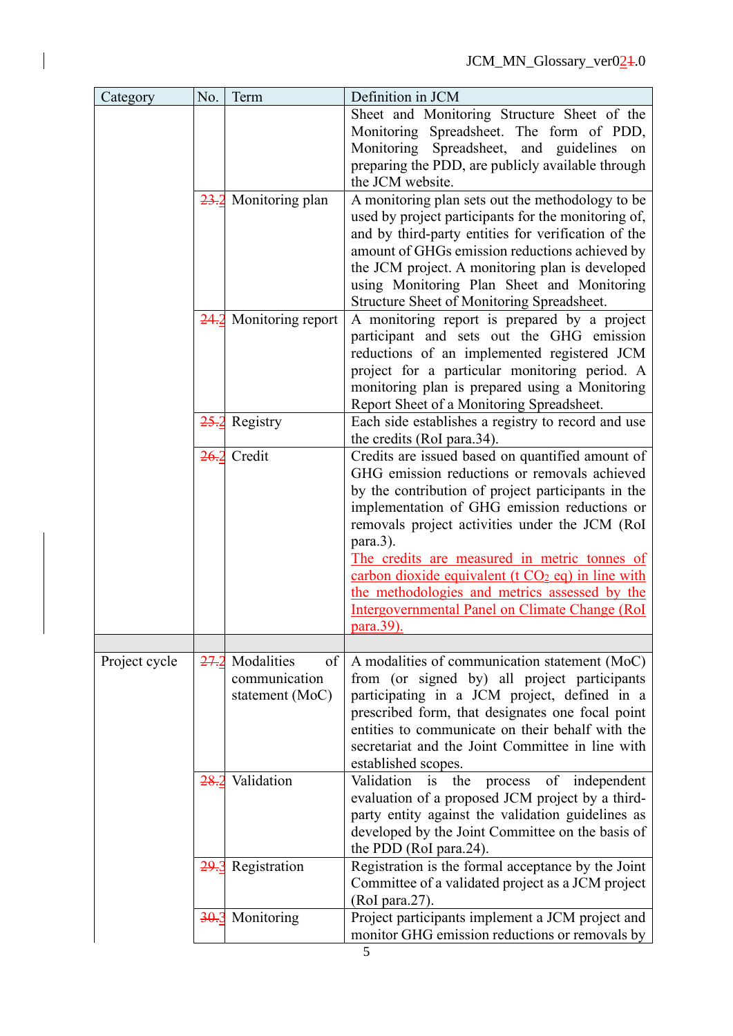| Category | No. | Term | Definition in JCM |
|---|---|---|---|
| | | | Sheet and Monitoring Structure Sheet of the Monitoring Spreadsheet. The form of PDD, Monitoring Spreadsheet, and guidelines on preparing the PDD, are publicly available through the JCM website. |
| | ~~23.~~2 | Monitoring plan | A monitoring plan sets out the methodology to be used by project participants for the monitoring of, and by third-party entities for verification of the amount of GHGs emission reductions achieved by the JCM project. A monitoring plan is developed using Monitoring Plan Sheet and Monitoring Structure Sheet of Monitoring Spreadsheet. |
| | ~~24.~~2 | Monitoring report | A monitoring report is prepared by a project participant and sets out the GHG emission reductions of an implemented registered JCM project for a particular monitoring period. A monitoring plan is prepared using a Monitoring Report Sheet of a Monitoring Spreadsheet. |
| | ~~25.~~2 | Registry | Each side establishes a registry to record and use the credits (RoI para.34). |
| | ~~26.~~2 | Credit | Credits are issued based on quantified amount of GHG emission reductions or removals achieved by the contribution of project participants in the implementation of GHG emission reductions or removals project activities under the JCM (RoI para.3).<br>The credits are measured in metric tonnes of carbon dioxide equivalent (t $CO_2$ eq) in line with the methodologies and metrics assessed by the Intergovernmental Panel on Climate Change (RoI para.39). |
| | | | |
| Project cycle | ~~27.~~2 | Modalities of communication statement (MoC) | A modalities of communication statement (MoC) from (or signed by) all project participants participating in a JCM project, defined in a prescribed form, that designates one focal point entities to communicate on their behalf with the secretariat and the Joint Committee in line with established scopes. |
| | ~~28.~~2 | Validation | Validation is the process of independent evaluation of a proposed JCM project by a third-party entity against the validation guidelines as developed by the Joint Committee on the basis of the PDD (RoI para.24). |
| | ~~29.~~3 | Registration | Registration is the formal acceptance by the Joint Committee of a validated project as a JCM project (RoI para.27). |
| | ~~30.~~3 | Monitoring | Project participants implement a JCM project and monitor GHG emission reductions or removals by |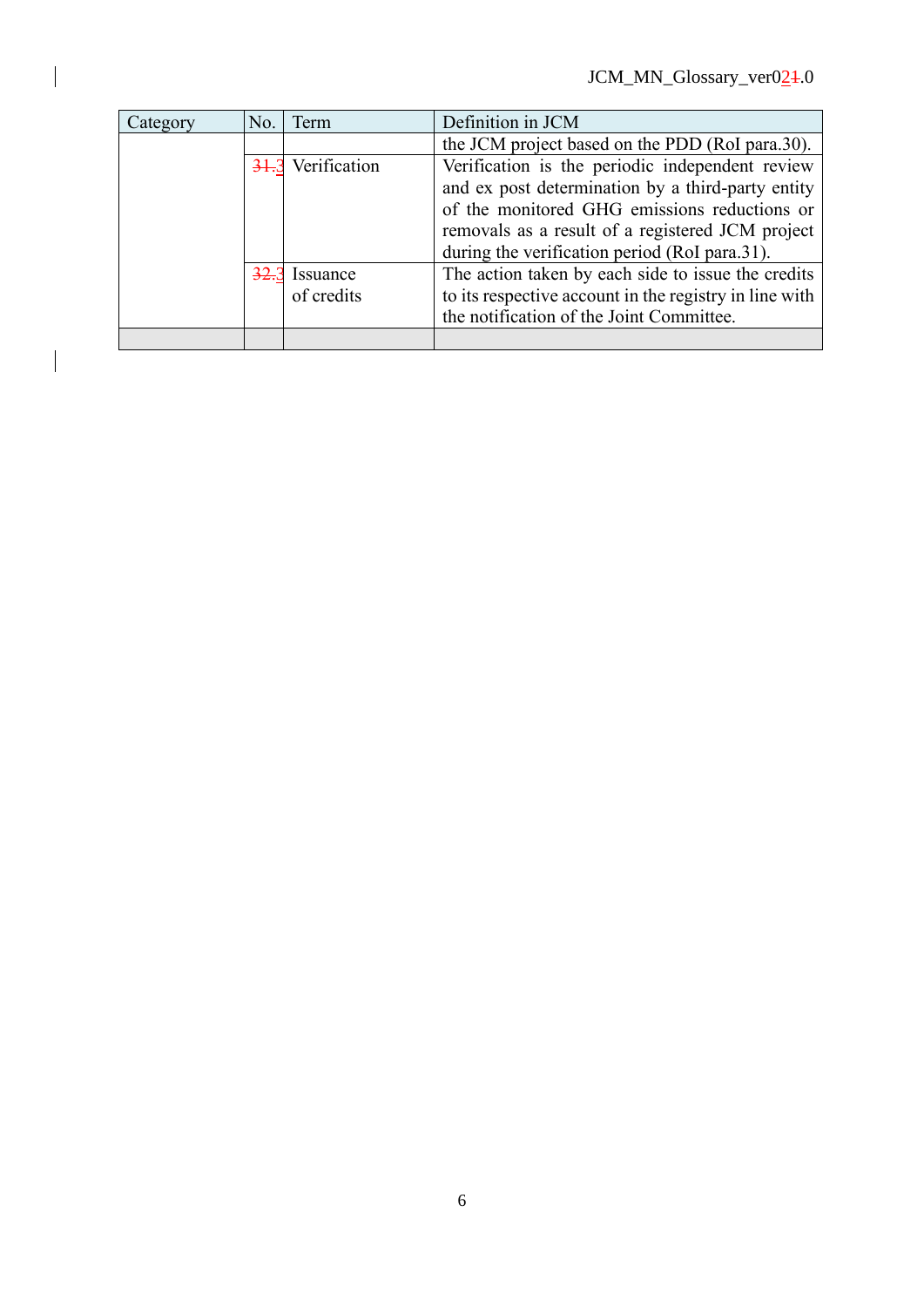| Category | No. | Term | Definition in JCM |
|---|---|---|---|
| | | | the JCM project based on the PDD (RoI para.30). |
| | ~~31.~~3 | Verification | Verification is the periodic independent review and ex post determination by a third-party entity of the monitored GHG emissions reductions or removals as a result of a registered JCM project during the verification period (RoI para.31). |
| | ~~32.~~3 | Issuance of credits | The action taken by each side to issue the credits to its respective account in the registry in line with the notification of the Joint Committee. |
| | | | |